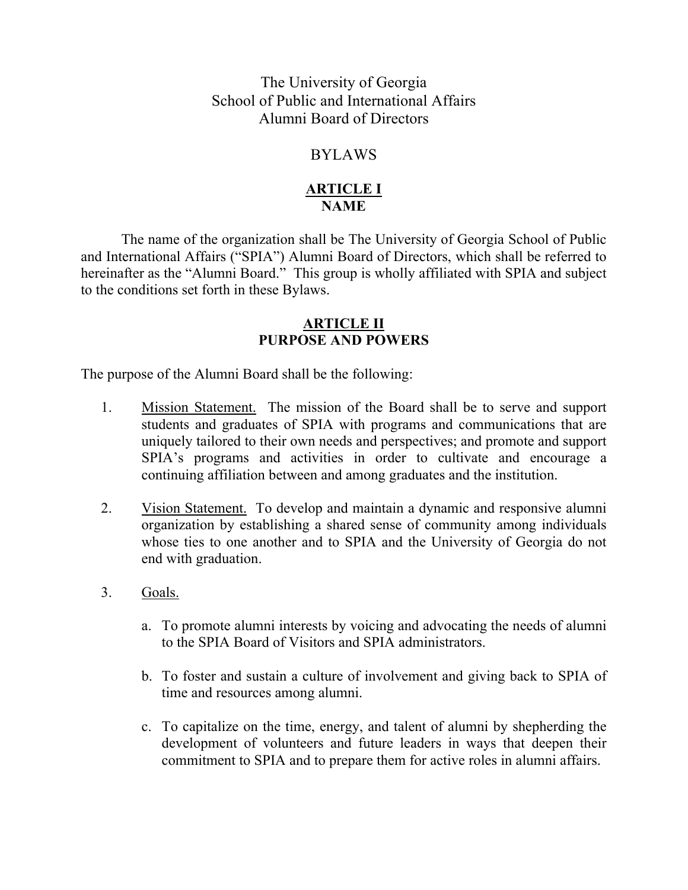# The University of Georgia School of Public and International Affairs Alumni Board of Directors

## BYLAWS

### ARTICLE I NAME

The name of the organization shall be The University of Georgia School of Public and International Affairs ("SPIA") Alumni Board of Directors, which shall be referred to hereinafter as the "Alumni Board." This group is wholly affiliated with SPIA and subject to the conditions set forth in these Bylaws.

### ARTICLE II PURPOSE AND POWERS

The purpose of the Alumni Board shall be the following:

1. Mission Statement. The mission of the Board shall be to serve and support students and graduates of SPIA with programs and communications that are uniquely tailored to their own needs and perspectives; and promote and support SPIA's programs and activities in order to cultivate and encourage a continuing affiliation between and among graduates and the institution.

2. Vision Statement. To develop and maintain a dynamic and responsive alumni organization by establishing a shared sense of community among individuals whose ties to one another and to SPIA and the University of Georgia do not end with graduation.

3. Goals.

   a. To promote alumni interests by voicing and advocating the needs of alumni to the SPIA Board of Visitors and SPIA administrators.

   b. To foster and sustain a culture of involvement and giving back to SPIA of time and resources among alumni.

   c. To capitalize on the time, energy, and talent of alumni by shepherding the development of volunteers and future leaders in ways that deepen their commitment to SPIA and to prepare them for active roles in alumni affairs.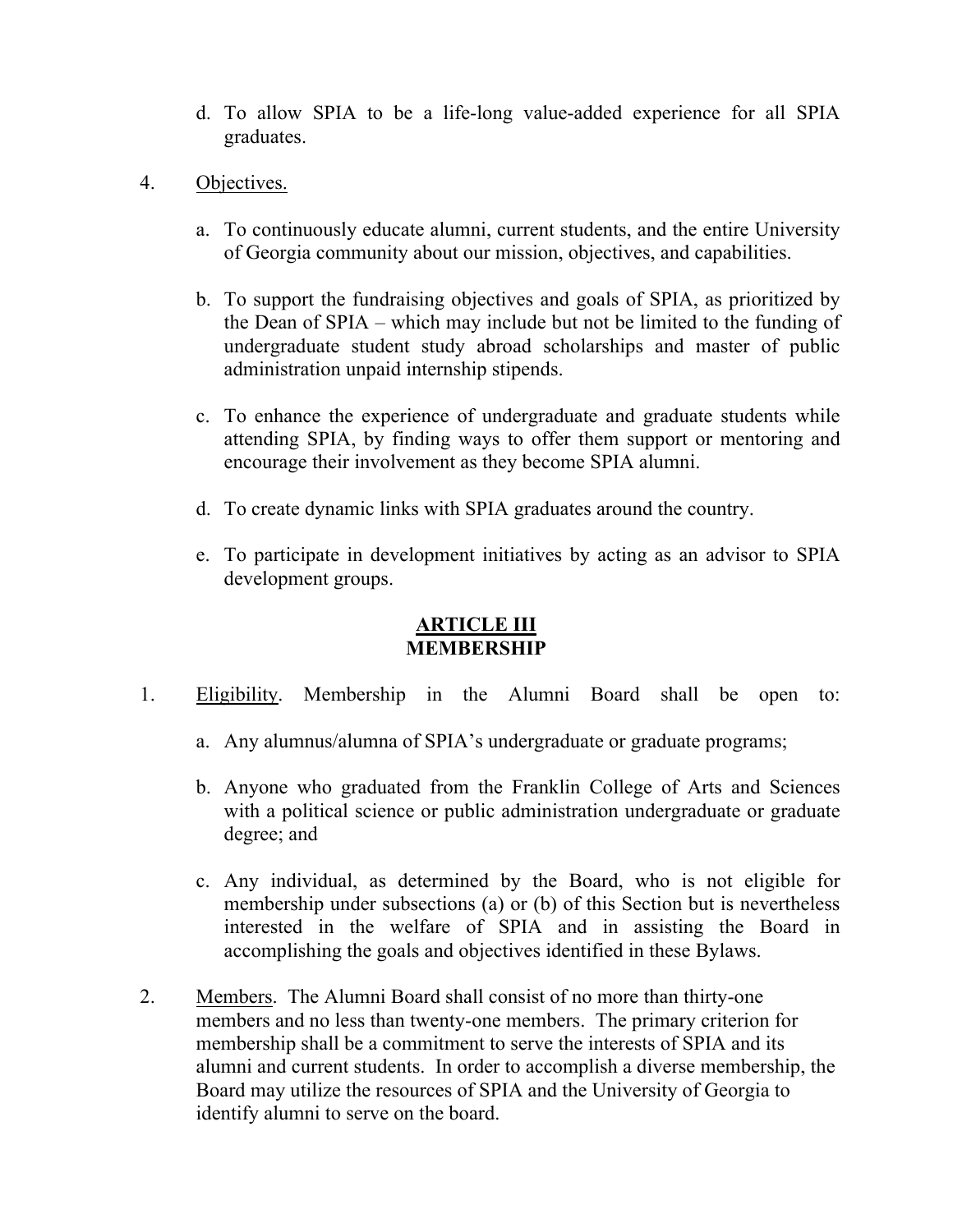d. To allow SPIA to be a life-long value-added experience for all SPIA graduates.

4. Objectives.

   a. To continuously educate alumni, current students, and the entire University of Georgia community about our mission, objectives, and capabilities.

   b. To support the fundraising objectives and goals of SPIA, as prioritized by the Dean of SPIA – which may include but not be limited to the funding of undergraduate student study abroad scholarships and master of public administration unpaid internship stipends.

   c. To enhance the experience of undergraduate and graduate students while attending SPIA, by finding ways to offer them support or mentoring and encourage their involvement as they become SPIA alumni.

   d. To create dynamic links with SPIA graduates around the country.

   e. To participate in development initiatives by acting as an advisor to SPIA development groups.

## ARTICLE III
## MEMBERSHIP

1. Eligibility. Membership in the Alumni Board shall be open to:

   a. Any alumnus/alumna of SPIA's undergraduate or graduate programs;

   b. Anyone who graduated from the Franklin College of Arts and Sciences with a political science or public administration undergraduate or graduate degree; and

   c. Any individual, as determined by the Board, who is not eligible for membership under subsections (a) or (b) of this Section but is nevertheless interested in the welfare of SPIA and in assisting the Board in accomplishing the goals and objectives identified in these Bylaws.

2. Members. The Alumni Board shall consist of no more than thirty-one members and no less than twenty-one members. The primary criterion for membership shall be a commitment to serve the interests of SPIA and its alumni and current students. In order to accomplish a diverse membership, the Board may utilize the resources of SPIA and the University of Georgia to identify alumni to serve on the board.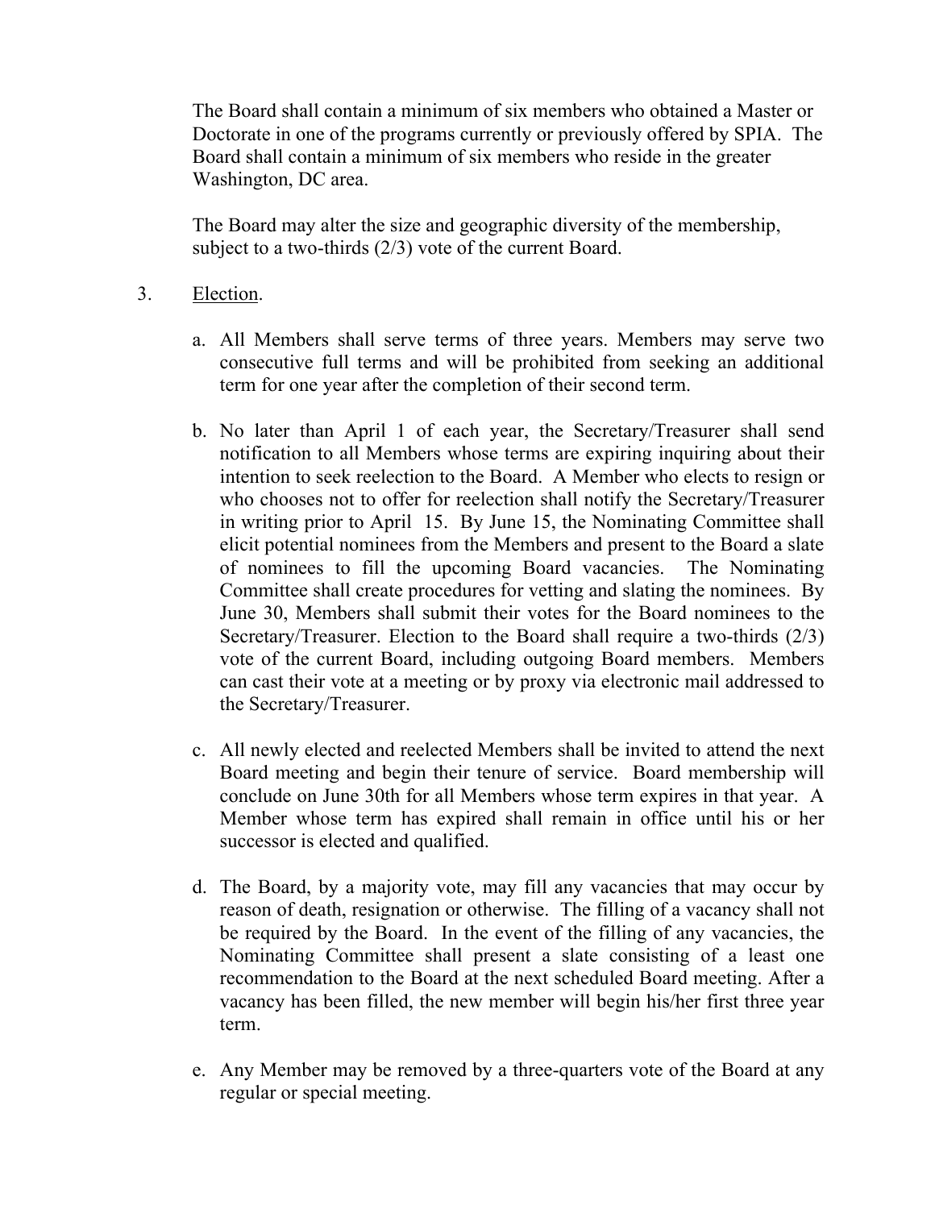The Board shall contain a minimum of six members who obtained a Master or Doctorate in one of the programs currently or previously offered by SPIA. The Board shall contain a minimum of six members who reside in the greater Washington, DC area.

The Board may alter the size and geographic diversity of the membership, subject to a two-thirds (2/3) vote of the current Board.

3. Election.

   a. All Members shall serve terms of three years. Members may serve two consecutive full terms and will be prohibited from seeking an additional term for one year after the completion of their second term.

   b. No later than April 1 of each year, the Secretary/Treasurer shall send notification to all Members whose terms are expiring inquiring about their intention to seek reelection to the Board. A Member who elects to resign or who chooses not to offer for reelection shall notify the Secretary/Treasurer in writing prior to April 15. By June 15, the Nominating Committee shall elicit potential nominees from the Members and present to the Board a slate of nominees to fill the upcoming Board vacancies. The Nominating Committee shall create procedures for vetting and slating the nominees. By June 30, Members shall submit their votes for the Board nominees to the Secretary/Treasurer. Election to the Board shall require a two-thirds (2/3) vote of the current Board, including outgoing Board members. Members can cast their vote at a meeting or by proxy via electronic mail addressed to the Secretary/Treasurer.

   c. All newly elected and reelected Members shall be invited to attend the next Board meeting and begin their tenure of service. Board membership will conclude on June 30th for all Members whose term expires in that year. A Member whose term has expired shall remain in office until his or her successor is elected and qualified.

   d. The Board, by a majority vote, may fill any vacancies that may occur by reason of death, resignation or otherwise. The filling of a vacancy shall not be required by the Board. In the event of the filling of any vacancies, the Nominating Committee shall present a slate consisting of a least one recommendation to the Board at the next scheduled Board meeting. After a vacancy has been filled, the new member will begin his/her first three year term.

   e. Any Member may be removed by a three-quarters vote of the Board at any regular or special meeting.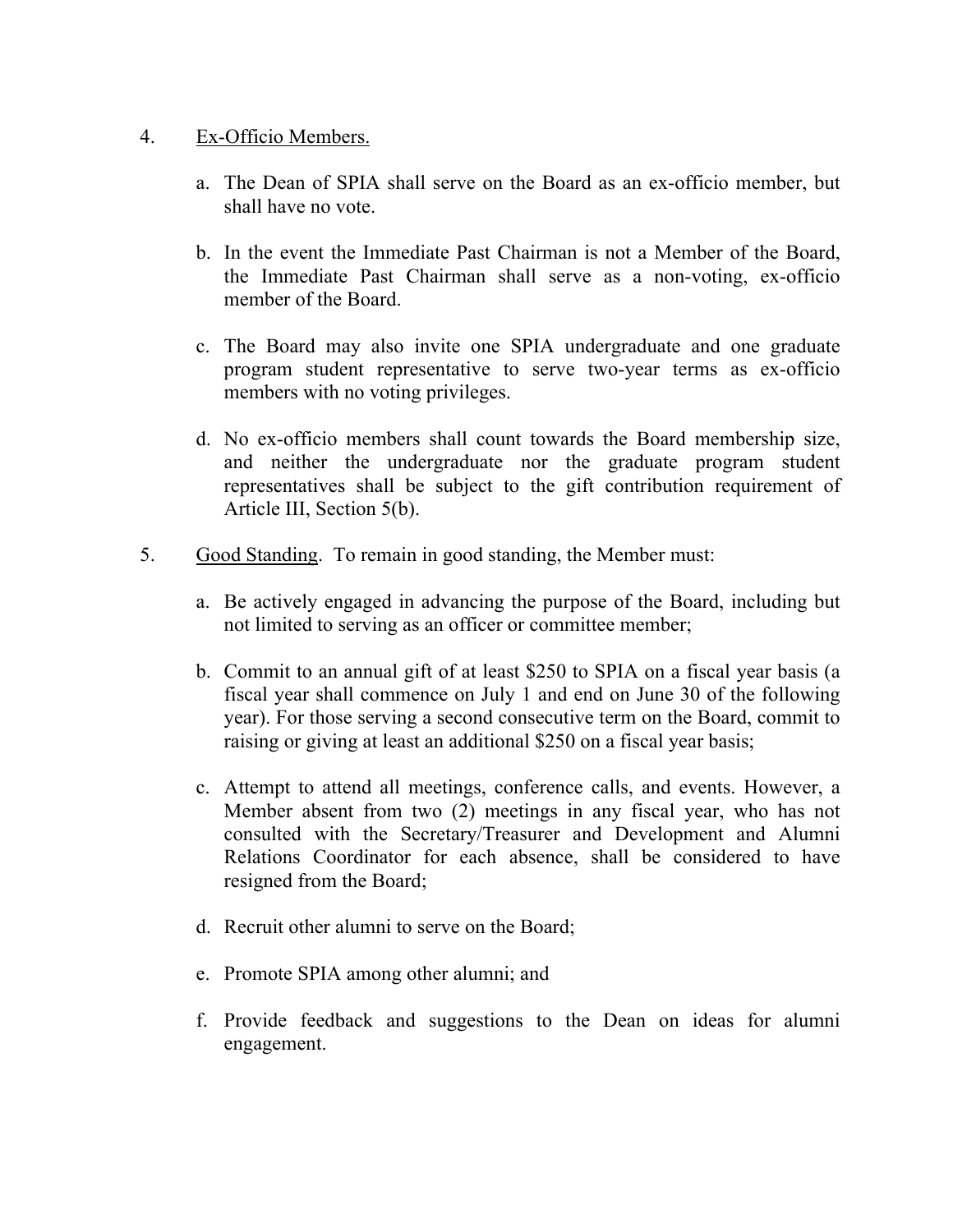4. <u>Ex-Officio Members.</u>

   a. The Dean of SPIA shall serve on the Board as an ex-officio member, but shall have no vote.

   b. In the event the Immediate Past Chairman is not a Member of the Board, the Immediate Past Chairman shall serve as a non-voting, ex-officio member of the Board.

   c. The Board may also invite one SPIA undergraduate and one graduate program student representative to serve two-year terms as ex-officio members with no voting privileges.

   d. No ex-officio members shall count towards the Board membership size, and neither the undergraduate nor the graduate program student representatives shall be subject to the gift contribution requirement of Article III, Section 5(b).

5. <u>Good Standing</u>. To remain in good standing, the Member must:

   a. Be actively engaged in advancing the purpose of the Board, including but not limited to serving as an officer or committee member;

   b. Commit to an annual gift of at least $250 to SPIA on a fiscal year basis (a fiscal year shall commence on July 1 and end on June 30 of the following year). For those serving a second consecutive term on the Board, commit to raising or giving at least an additional $250 on a fiscal year basis;

   c. Attempt to attend all meetings, conference calls, and events. However, a Member absent from two (2) meetings in any fiscal year, who has not consulted with the Secretary/Treasurer and Development and Alumni Relations Coordinator for each absence, shall be considered to have resigned from the Board;

   d. Recruit other alumni to serve on the Board;

   e. Promote SPIA among other alumni; and

   f. Provide feedback and suggestions to the Dean on ideas for alumni engagement.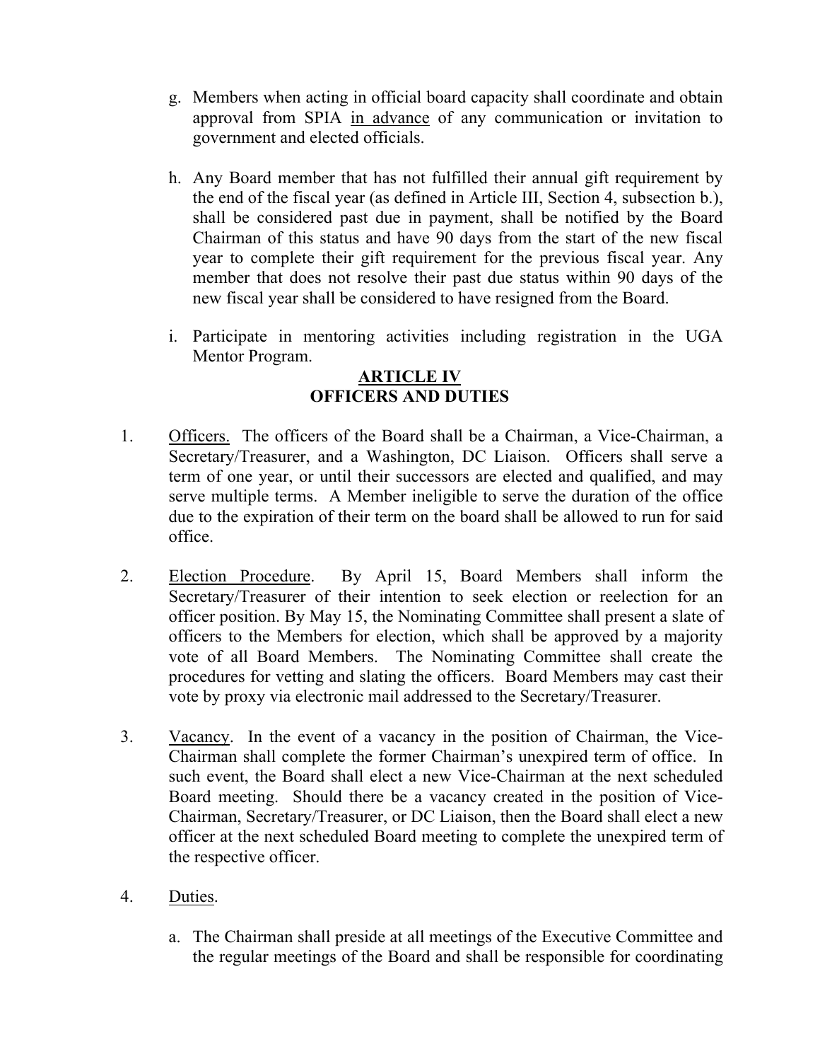g. Members when acting in official board capacity shall coordinate and obtain approval from SPIA <u>in advance</u> of any communication or invitation to government and elected officials.

h. Any Board member that has not fulfilled their annual gift requirement by the end of the fiscal year (as defined in Article III, Section 4, subsection b.), shall be considered past due in payment, shall be notified by the Board Chairman of this status and have 90 days from the start of the new fiscal year to complete their gift requirement for the previous fiscal year. Any member that does not resolve their past due status within 90 days of the new fiscal year shall be considered to have resigned from the Board.

i. Participate in mentoring activities including registration in the UGA Mentor Program.

## ARTICLE IV
## OFFICERS AND DUTIES

1. <u>Officers.</u> The officers of the Board shall be a Chairman, a Vice-Chairman, a Secretary/Treasurer, and a Washington, DC Liaison. Officers shall serve a term of one year, or until their successors are elected and qualified, and may serve multiple terms. A Member ineligible to serve the duration of the office due to the expiration of their term on the board shall be allowed to run for said office.

2. <u>Election Procedure</u>. By April 15, Board Members shall inform the Secretary/Treasurer of their intention to seek election or reelection for an officer position. By May 15, the Nominating Committee shall present a slate of officers to the Members for election, which shall be approved by a majority vote of all Board Members. The Nominating Committee shall create the procedures for vetting and slating the officers. Board Members may cast their vote by proxy via electronic mail addressed to the Secretary/Treasurer.

3. <u>Vacancy</u>. In the event of a vacancy in the position of Chairman, the Vice-Chairman shall complete the former Chairman's unexpired term of office. In such event, the Board shall elect a new Vice-Chairman at the next scheduled Board meeting. Should there be a vacancy created in the position of Vice-Chairman, Secretary/Treasurer, or DC Liaison, then the Board shall elect a new officer at the next scheduled Board meeting to complete the unexpired term of the respective officer.

4. <u>Duties</u>.

   a. The Chairman shall preside at all meetings of the Executive Committee and the regular meetings of the Board and shall be responsible for coordinating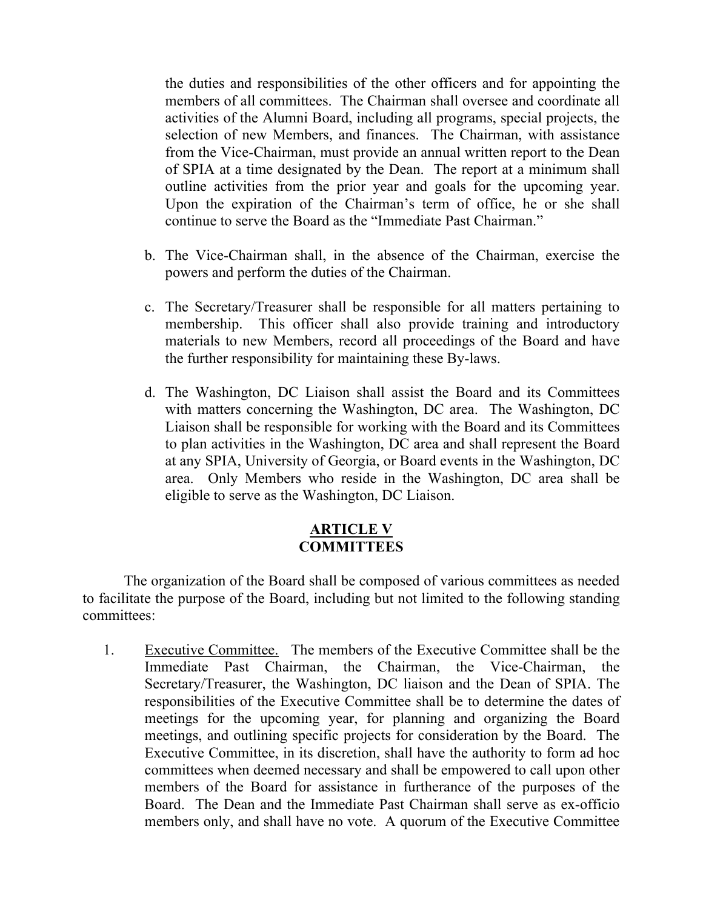the duties and responsibilities of the other officers and for appointing the members of all committees. The Chairman shall oversee and coordinate all activities of the Alumni Board, including all programs, special projects, the selection of new Members, and finances. The Chairman, with assistance from the Vice-Chairman, must provide an annual written report to the Dean of SPIA at a time designated by the Dean. The report at a minimum shall outline activities from the prior year and goals for the upcoming year. Upon the expiration of the Chairman's term of office, he or she shall continue to serve the Board as the "Immediate Past Chairman."

b. The Vice-Chairman shall, in the absence of the Chairman, exercise the powers and perform the duties of the Chairman.

c. The Secretary/Treasurer shall be responsible for all matters pertaining to membership. This officer shall also provide training and introductory materials to new Members, record all proceedings of the Board and have the further responsibility for maintaining these By-laws.

d. The Washington, DC Liaison shall assist the Board and its Committees with matters concerning the Washington, DC area. The Washington, DC Liaison shall be responsible for working with the Board and its Committees to plan activities in the Washington, DC area and shall represent the Board at any SPIA, University of Georgia, or Board events in the Washington, DC area. Only Members who reside in the Washington, DC area shall be eligible to serve as the Washington, DC Liaison.

## ARTICLE V
## COMMITTEES

The organization of the Board shall be composed of various committees as needed to facilitate the purpose of the Board, including but not limited to the following standing committees:

1. Executive Committee. The members of the Executive Committee shall be the Immediate Past Chairman, the Chairman, the Vice-Chairman, the Secretary/Treasurer, the Washington, DC liaison and the Dean of SPIA. The responsibilities of the Executive Committee shall be to determine the dates of meetings for the upcoming year, for planning and organizing the Board meetings, and outlining specific projects for consideration by the Board. The Executive Committee, in its discretion, shall have the authority to form ad hoc committees when deemed necessary and shall be empowered to call upon other members of the Board for assistance in furtherance of the purposes of the Board. The Dean and the Immediate Past Chairman shall serve as ex-officio members only, and shall have no vote. A quorum of the Executive Committee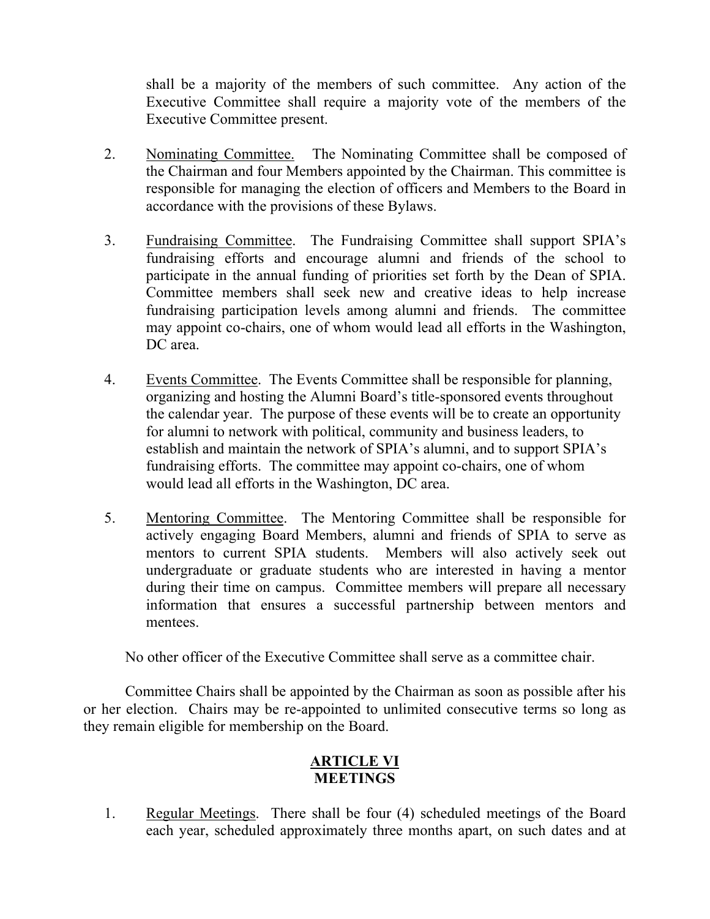shall be a majority of the members of such committee. Any action of the Executive Committee shall require a majority vote of the members of the Executive Committee present.

2. <u>Nominating Committee.</u> The Nominating Committee shall be composed of the Chairman and four Members appointed by the Chairman. This committee is responsible for managing the election of officers and Members to the Board in accordance with the provisions of these Bylaws.

3. <u>Fundraising Committee</u>. The Fundraising Committee shall support SPIA's fundraising efforts and encourage alumni and friends of the school to participate in the annual funding of priorities set forth by the Dean of SPIA. Committee members shall seek new and creative ideas to help increase fundraising participation levels among alumni and friends. The committee may appoint co-chairs, one of whom would lead all efforts in the Washington, DC area.

4. <u>Events Committee</u>. The Events Committee shall be responsible for planning, organizing and hosting the Alumni Board's title-sponsored events throughout the calendar year. The purpose of these events will be to create an opportunity for alumni to network with political, community and business leaders, to establish and maintain the network of SPIA's alumni, and to support SPIA's fundraising efforts. The committee may appoint co-chairs, one of whom would lead all efforts in the Washington, DC area.

5. <u>Mentoring Committee</u>. The Mentoring Committee shall be responsible for actively engaging Board Members, alumni and friends of SPIA to serve as mentors to current SPIA students. Members will also actively seek out undergraduate or graduate students who are interested in having a mentor during their time on campus. Committee members will prepare all necessary information that ensures a successful partnership between mentors and mentees.

No other officer of the Executive Committee shall serve as a committee chair.

Committee Chairs shall be appointed by the Chairman as soon as possible after his or her election. Chairs may be re-appointed to unlimited consecutive terms so long as they remain eligible for membership on the Board.

## ARTICLE VI
## MEETINGS

1. <u>Regular Meetings</u>. There shall be four (4) scheduled meetings of the Board each year, scheduled approximately three months apart, on such dates and at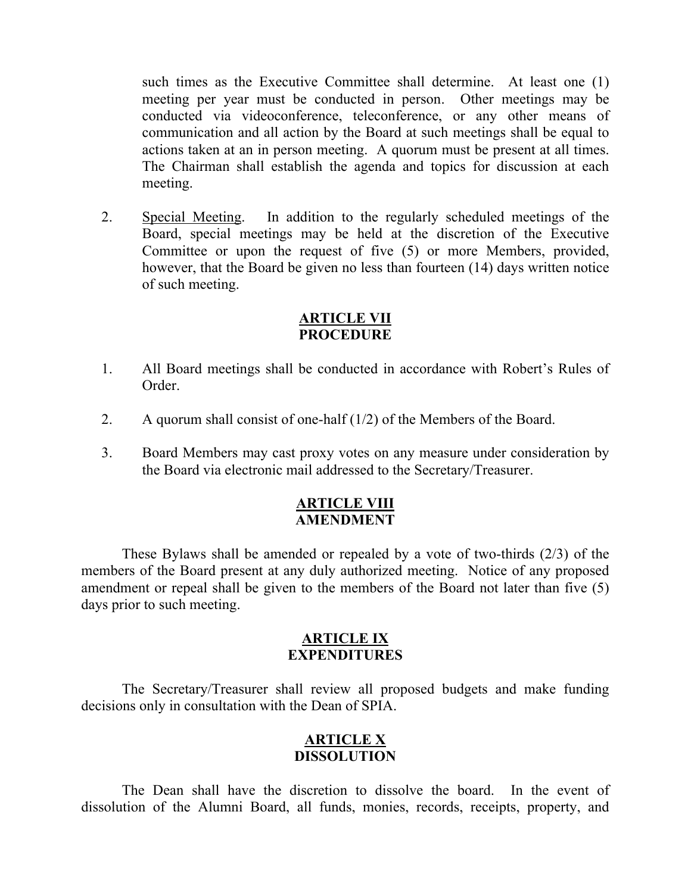such times as the Executive Committee shall determine. At least one (1) meeting per year must be conducted in person. Other meetings may be conducted via videoconference, teleconference, or any other means of communication and all action by the Board at such meetings shall be equal to actions taken at an in person meeting. A quorum must be present at all times. The Chairman shall establish the agenda and topics for discussion at each meeting.

2. <u>Special Meeting</u>. In addition to the regularly scheduled meetings of the Board, special meetings may be held at the discretion of the Executive Committee or upon the request of five (5) or more Members, provided, however, that the Board be given no less than fourteen (14) days written notice of such meeting.

## ARTICLE VII
## PROCEDURE

1. All Board meetings shall be conducted in accordance with Robert's Rules of Order.

2. A quorum shall consist of one-half (1/2) of the Members of the Board.

3. Board Members may cast proxy votes on any measure under consideration by the Board via electronic mail addressed to the Secretary/Treasurer.

## ARTICLE VIII
## AMENDMENT

These Bylaws shall be amended or repealed by a vote of two-thirds (2/3) of the members of the Board present at any duly authorized meeting. Notice of any proposed amendment or repeal shall be given to the members of the Board not later than five (5) days prior to such meeting.

## ARTICLE IX
## EXPENDITURES

The Secretary/Treasurer shall review all proposed budgets and make funding decisions only in consultation with the Dean of SPIA.

## ARTICLE X
## DISSOLUTION

The Dean shall have the discretion to dissolve the board. In the event of dissolution of the Alumni Board, all funds, monies, records, receipts, property, and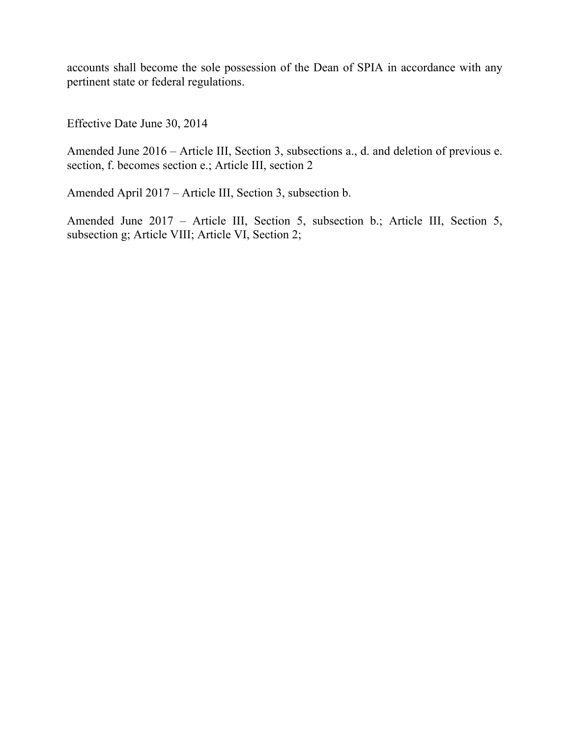accounts shall become the sole possession of the Dean of SPIA in accordance with any pertinent state or federal regulations.

Effective Date June 30, 2014

Amended June 2016 – Article III, Section 3, subsections a., d. and deletion of previous e. section, f. becomes section e.; Article III, section 2

Amended April 2017 – Article III, Section 3, subsection b.

Amended June 2017 – Article III, Section 5, subsection b.; Article III, Section 5, subsection g; Article VIII; Article VI, Section 2;